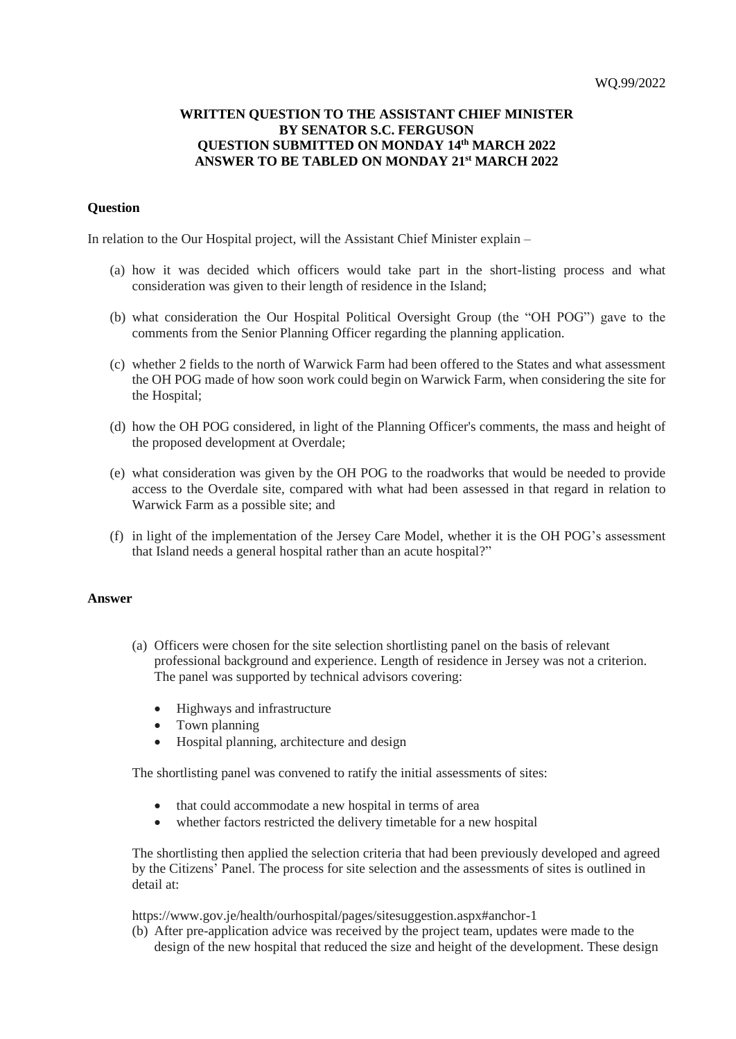WQ.99/2022

**WRITTEN QUESTION TO THE ASSISTANT CHIEF MINISTER**
**BY SENATOR S.C. FERGUSON**
**QUESTION SUBMITTED ON MONDAY 14th MARCH 2022**
**ANSWER TO BE TABLED ON MONDAY 21st MARCH 2022**

**Question**

In relation to the Our Hospital project, will the Assistant Chief Minister explain –

(a) how it was decided which officers would take part in the short-listing process and what consideration was given to their length of residence in the Island;

(b) what consideration the Our Hospital Political Oversight Group (the "OH POG") gave to the comments from the Senior Planning Officer regarding the planning application.

(c) whether 2 fields to the north of Warwick Farm had been offered to the States and what assessment the OH POG made of how soon work could begin on Warwick Farm, when considering the site for the Hospital;

(d) how the OH POG considered, in light of the Planning Officer's comments, the mass and height of the proposed development at Overdale;

(e) what consideration was given by the OH POG to the roadworks that would be needed to provide access to the Overdale site, compared with what had been assessed in that regard in relation to Warwick Farm as a possible site; and

(f) in light of the implementation of the Jersey Care Model, whether it is the OH POG's assessment that Island needs a general hospital rather than an acute hospital?"

**Answer**

(a) Officers were chosen for the site selection shortlisting panel on the basis of relevant professional background and experience. Length of residence in Jersey was not a criterion. The panel was supported by technical advisors covering:

- Highways and infrastructure
- Town planning
- Hospital planning, architecture and design

The shortlisting panel was convened to ratify the initial assessments of sites:

- that could accommodate a new hospital in terms of area
- whether factors restricted the delivery timetable for a new hospital

The shortlisting then applied the selection criteria that had been previously developed and agreed by the Citizens' Panel. The process for site selection and the assessments of sites is outlined in detail at:

https://www.gov.je/health/ourhospital/pages/sitesuggestion.aspx#anchor-1

(b) After pre-application advice was received by the project team, updates were made to the design of the new hospital that reduced the size and height of the development. These design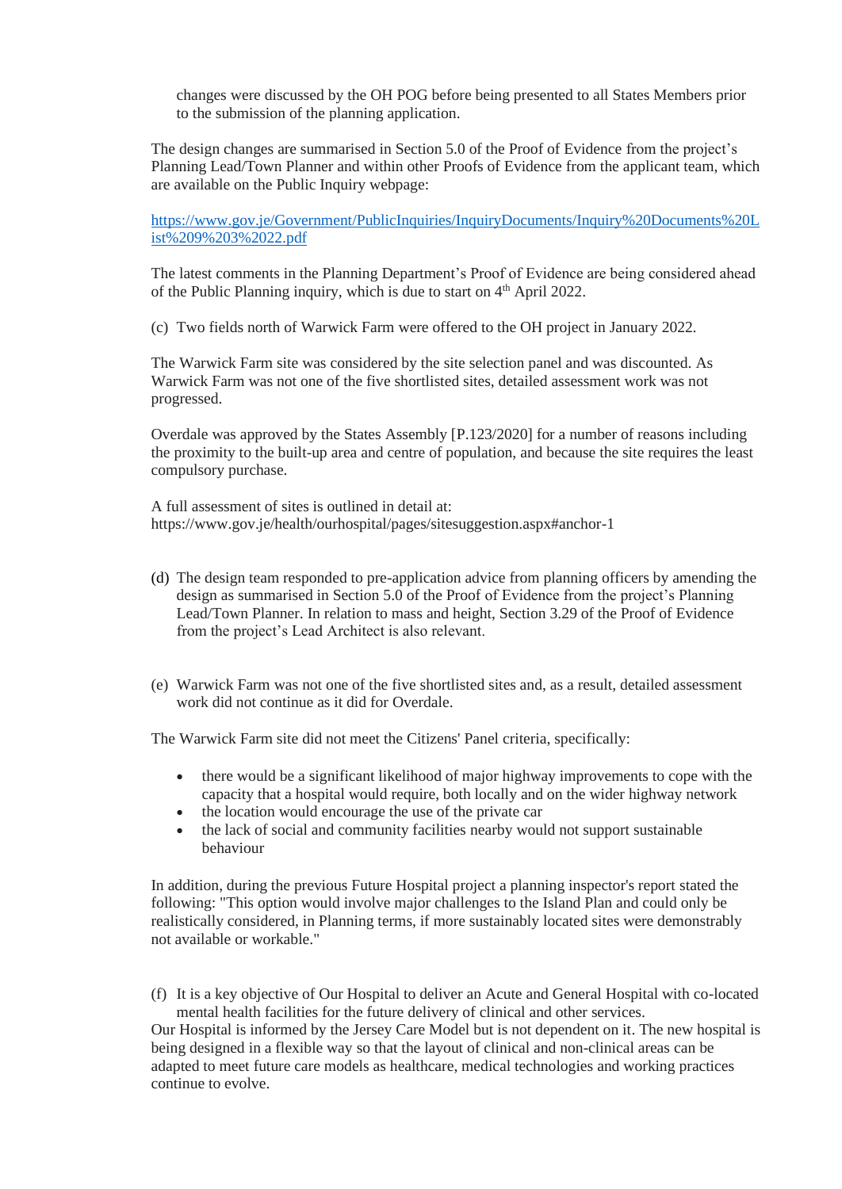changes were discussed by the OH POG before being presented to all States Members prior to the submission of the planning application.

The design changes are summarised in Section 5.0 of the Proof of Evidence from the project's Planning Lead/Town Planner and within other Proofs of Evidence from the applicant team, which are available on the Public Inquiry webpage:

[https://www.gov.je/Government/PublicInquiries/InquiryDocuments/Inquiry%20Documents%20List%209%203%2022.pdf](https://www.gov.je/Government/PublicInquiries/InquiryDocuments/Inquiry%20Documents%20List%209%203%2022.pdf)

The latest comments in the Planning Department's Proof of Evidence are being considered ahead of the Public Planning inquiry, which is due to start on 4th April 2022.

(c) Two fields north of Warwick Farm were offered to the OH project in January 2022.

The Warwick Farm site was considered by the site selection panel and was discounted. As Warwick Farm was not one of the five shortlisted sites, detailed assessment work was not progressed.

Overdale was approved by the States Assembly [P.123/2020] for a number of reasons including the proximity to the built-up area and centre of population, and because the site requires the least compulsory purchase.

A full assessment of sites is outlined in detail at:
https://www.gov.je/health/ourhospital/pages/sitesuggestion.aspx#anchor-1

(d) The design team responded to pre-application advice from planning officers by amending the design as summarised in Section 5.0 of the Proof of Evidence from the project's Planning Lead/Town Planner. In relation to mass and height, Section 3.29 of the Proof of Evidence from the project's Lead Architect is also relevant.

(e) Warwick Farm was not one of the five shortlisted sites and, as a result, detailed assessment work did not continue as it did for Overdale.

The Warwick Farm site did not meet the Citizens' Panel criteria, specifically:

- there would be a significant likelihood of major highway improvements to cope with the capacity that a hospital would require, both locally and on the wider highway network
- the location would encourage the use of the private car
- the lack of social and community facilities nearby would not support sustainable behaviour

In addition, during the previous Future Hospital project a planning inspector's report stated the following: "This option would involve major challenges to the Island Plan and could only be realistically considered, in Planning terms, if more sustainably located sites were demonstrably not available or workable."

(f) It is a key objective of Our Hospital to deliver an Acute and General Hospital with co-located mental health facilities for the future delivery of clinical and other services.

Our Hospital is informed by the Jersey Care Model but is not dependent on it. The new hospital is being designed in a flexible way so that the layout of clinical and non-clinical areas can be adapted to meet future care models as healthcare, medical technologies and working practices continue to evolve.